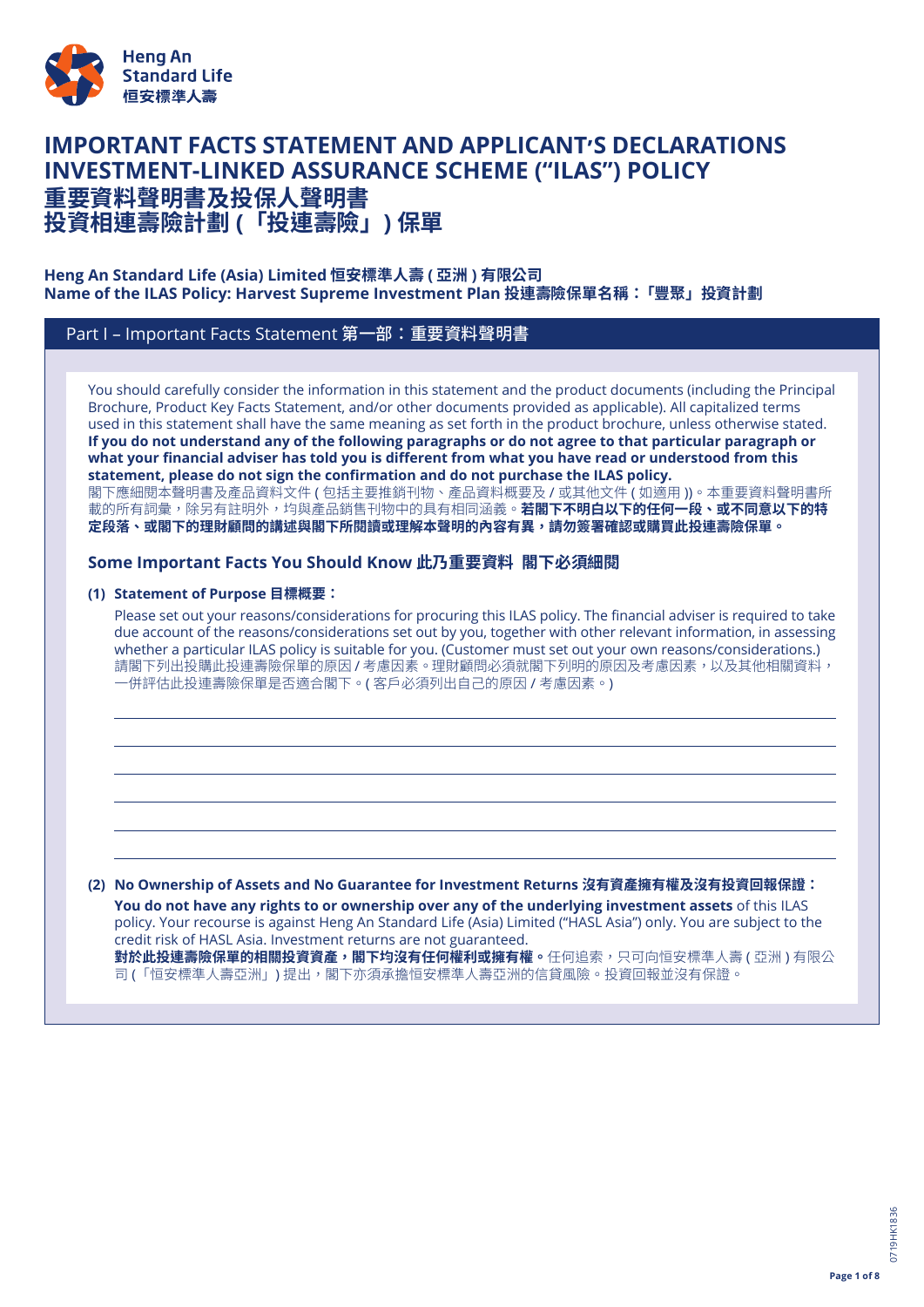Heng An Standard Life
恒安標準人壽

# IMPORTANT FACTS STATEMENT AND APPLICANT'S DECLARATIONS INVESTMENT-LINKED ASSURANCE SCHEME ("ILAS") POLICY
# 重要資料聲明書及投保人聲明書 投資相連壽險計劃 (「投連壽險」) 保單

**Heng An Standard Life (Asia) Limited 恒安標準人壽 ( 亞洲 ) 有限公司**
**Name of the ILAS Policy: Harvest Supreme Investment Plan 投連壽險保單名稱：「豐聚」投資計劃**

## Part I – Important Facts Statement 第一部：重要資料聲明書

You should carefully consider the information in this statement and the product documents (including the Principal Brochure, Product Key Facts Statement, and/or other documents provided as applicable). All capitalized terms used in this statement shall have the same meaning as set forth in the product brochure, unless otherwise stated. **If you do not understand any of the following paragraphs or do not agree to that particular paragraph or what your financial adviser has told you is different from what you have read or understood from this statement, please do not sign the confirmation and do not purchase the ILAS policy.**
閣下應細閱本聲明書及產品資料文件 ( 包括主要推銷刊物、產品資料概要及 / 或其他文件 ( 如適用 ))。本重要資料聲明書所載的所有詞彙，除另有註明外，均與產品銷售刊物中的具有相同涵義。**若閣下不明白以下的任何一段、或不同意以下的特定段落、或閣下的理財顧問的講述與閣下所閱讀或理解本聲明的內容有異，請勿簽署確認或購買此投連壽險保單。**

### Some Important Facts You Should Know 此乃重要資料 閣下必須細閱

**(1) Statement of Purpose 目標概要：**

Please set out your reasons/considerations for procuring this ILAS policy. The financial adviser is required to take due account of the reasons/considerations set out by you, together with other relevant information, in assessing whether a particular ILAS policy is suitable for you. (Customer must set out your own reasons/considerations.)
請閣下列出投購此投連壽險保單的原因 / 考慮因素。理財顧問必須就閣下列明的原因及考慮因素，以及其他相關資料，一併評估此投連壽險保單是否適合閣下。( 客戶必須列出自己的原因 / 考慮因素。)

______________________________________________

______________________________________________

______________________________________________

______________________________________________

______________________________________________

______________________________________________

**(2) No Ownership of Assets and No Guarantee for Investment Returns 沒有資產擁有權及沒有投資回報保證：**

**You do not have any rights to or ownership over any of the underlying investment assets** of this ILAS policy. Your recourse is against Heng An Standard Life (Asia) Limited ("HASL Asia") only. You are subject to the credit risk of HASL Asia. Investment returns are not guaranteed.
**對於此投連壽險保單的相關投資資產，閣下均沒有任何權利或擁有權。**任何追索，只可向恒安標準人壽 ( 亞洲 ) 有限公司 (「恒安標準人壽亞洲」) 提出，閣下亦須承擔恒安標準人壽亞洲的信貸風險。投資回報並沒有保證。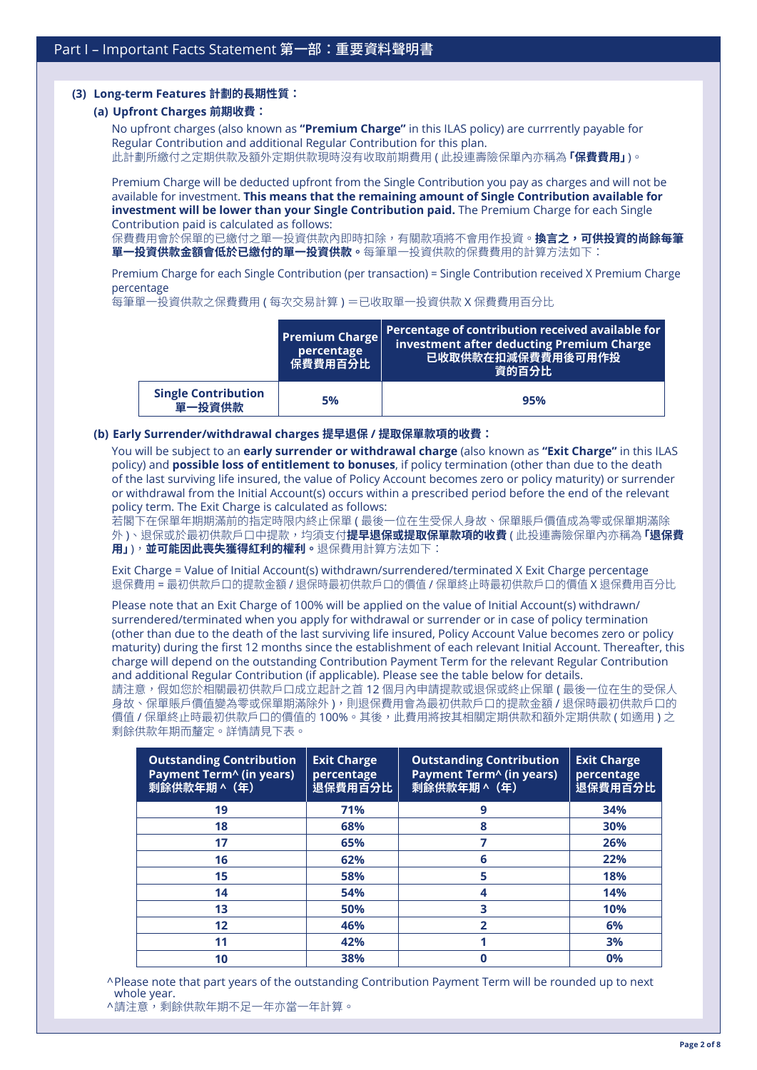## Part I – Important Facts Statement 第一部：重要資料聲明書

### (3) Long-term Features 計劃的長期性質：

#### (a) Upfront Charges 前期收費：

No upfront charges (also known as **"Premium Charge"** in this ILAS policy) are currrently payable for Regular Contribution and additional Regular Contribution for this plan.
此計劃所繳付之定期供款及額外定期供款現時沒有收取前期費用 ( 此投連壽險保單內亦稱為**「保費費用」**)。

Premium Charge will be deducted upfront from the Single Contribution you pay as charges and will not be available for investment. **This means that the remaining amount of Single Contribution available for investment will be lower than your Single Contribution paid.** The Premium Charge for each Single Contribution paid is calculated as follows:
保費費用會於保單的已繳付之單一投資供款內即時扣除，有關款項將不會用作投資。**換言之，可供投資的尚餘每筆單一投資供款金額會低於已繳付的單一投資供款。**每筆單一投資供款的保費費用的計算方法如下：

Premium Charge for each Single Contribution (per transaction) = Single Contribution received X Premium Charge percentage
每筆單一投資供款之保費費用 ( 每次交易計算 ) ＝已收取單一投資供款 X 保費費用百分比

| | Premium Charge percentage 保費費用百分比 | Percentage of contribution received available for investment after deducting Premium Charge 已收取供款在扣減保費費用後可用作投資的百分比 |
|---|---|---|
| **Single Contribution 單一投資供款** | **5%** | **95%** |

#### (b) Early Surrender/withdrawal charges 提早退保 / 提取保單款項的收費：

You will be subject to an **early surrender or withdrawal charge** (also known as **"Exit Charge"** in this ILAS policy) and **possible loss of entitlement to bonuses**, if policy termination (other than due to the death of the last surviving life insured, the value of Policy Account becomes zero or policy maturity) or surrender or withdrawal from the Initial Account(s) occurs within a prescribed period before the end of the relevant policy term. The Exit Charge is calculated as follows:
若閣下在保單年期期滿前的指定時限內終止保單 ( 最後一位在生受保人身故、保單賬戶價值成為零或保單期滿除外 )、退保或於最初供款戶口中提款，均須支付**提早退保或提取保單款項的收費** ( 此投連壽險保單內亦稱為**「退保費用」**)，**並可能因此喪失獲得紅利的權利。**退保費用計算方法如下：

Exit Charge = Value of Initial Account(s) withdrawn/surrendered/terminated X Exit Charge percentage
退保費用 = 最初供款戶口的提款金額 / 退保時最初供款戶口的價值 / 保單終止時最初供款戶口的價值 X 退保費用百分比

Please note that an Exit Charge of 100% will be applied on the value of Initial Account(s) withdrawn/surrendered/terminated when you apply for withdrawal or surrender or in case of policy termination (other than due to the death of the last surviving life insured, Policy Account Value becomes zero or policy maturity) during the first 12 months since the establishment of each relevant Initial Account. Thereafter, this charge will depend on the outstanding Contribution Payment Term for the relevant Regular Contribution and additional Regular Contribution (if applicable). Please see the table below for details.
請注意，假如您於相關最初供款戶口成立起計之首 12 個月內申請提款或退保或終止保單 ( 最後一位在生的受保人身故、保單賬戶價值變為零或保單期滿除外 )，則退保費用會為最初供款戶口的提款金額 / 退保時最初供款戶口的價值 / 保單終止時最初供款戶口的價值的 100%。其後，此費用將按其相關定期供款和額外定期供款 ( 如適用 ) 之剩餘供款年期而釐定。詳情請見下表。

| Outstanding Contribution Payment Term^ (in years) 剩餘供款年期 ^（年） | Exit Charge percentage 退保費用百分比 | Outstanding Contribution Payment Term^ (in years) 剩餘供款年期 ^（年） | Exit Charge percentage 退保費用百分比 |
|---|---|---|---|
| 19 | 71% | 9 | 34% |
| 18 | 68% | 8 | 30% |
| 17 | 65% | 7 | 26% |
| 16 | 62% | 6 | 22% |
| 15 | 58% | 5 | 18% |
| 14 | 54% | 4 | 14% |
| 13 | 50% | 3 | 10% |
| 12 | 46% | 2 | 6% |
| 11 | 42% | 1 | 3% |
| 10 | 38% | 0 | 0% |

^Please note that part years of the outstanding Contribution Payment Term will be rounded up to next whole year.
^請注意，剩餘供款年期不足一年亦當一年計算。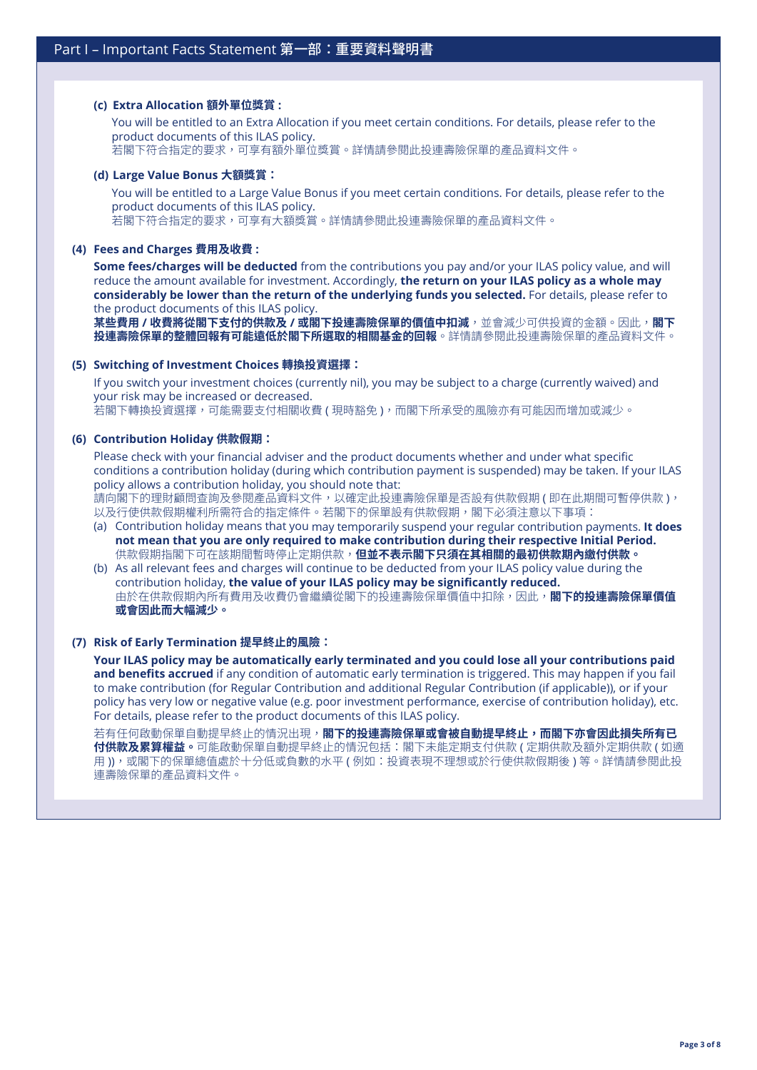## Part I – Important Facts Statement 第一部：重要資料聲明書

**(c) Extra Allocation 額外單位獎賞：**

You will be entitled to an Extra Allocation if you meet certain conditions. For details, please refer to the product documents of this ILAS policy.
若閣下符合指定的要求，可享有額外單位獎賞。詳情請參閱此投連壽險保單的產品資料文件。

**(d) Large Value Bonus 大額獎賞：**

You will be entitled to a Large Value Bonus if you meet certain conditions. For details, please refer to the product documents of this ILAS policy.
若閣下符合指定的要求，可享有大額獎賞。詳情請參閱此投連壽險保單的產品資料文件。

**(4) Fees and Charges 費用及收費：**

**Some fees/charges will be deducted** from the contributions you pay and/or your ILAS policy value, and will reduce the amount available for investment. Accordingly, **the return on your ILAS policy as a whole may considerably be lower than the return of the underlying funds you selected.** For details, please refer to the product documents of this ILAS policy.
**某些費用 / 收費將從閣下支付的供款及 / 或閣下投連壽險保單的價值中扣減**，並會減少可供投資的金額。因此，**閣下投連壽險保單的整體回報有可能遠低於閣下所選取的相關基金的回報**。詳情請參閱此投連壽險保單的產品資料文件。

**(5) Switching of Investment Choices 轉換投資選擇：**

If you switch your investment choices (currently nil), you may be subject to a charge (currently waived) and your risk may be increased or decreased.
若閣下轉換投資選擇，可能需要支付相關收費 ( 現時豁免 )，而閣下所承受的風險亦有可能因而增加或減少。

**(6) Contribution Holiday 供款假期：**

Please check with your financial adviser and the product documents whether and under what specific conditions a contribution holiday (during which contribution payment is suspended) may be taken. If your ILAS policy allows a contribution holiday, you should note that:
請向閣下的理財顧問查詢及參閱產品資料文件，以確定此投連壽險保單是否設有供款假期 ( 即在此期間可暫停供款 )，以及行使供款假期權利所需符合的指定條件。若閣下的保單設有供款假期，閣下必須注意以下事項：

(a) Contribution holiday means that you may temporarily suspend your regular contribution payments. **It does not mean that you are only required to make contribution during their respective Initial Period.**
供款假期指閣下可在該期間暫時停止定期供款，**但並不表示閣下只須在其相關的最初供款期內繳付供款。**

(b) As all relevant fees and charges will continue to be deducted from your ILAS policy value during the contribution holiday, **the value of your ILAS policy may be significantly reduced.**
由於在供款假期內所有費用及收費仍會繼續從閣下的投連壽險保單價值中扣除，因此，**閣下的投連壽險保單價值或會因此而大幅減少。**

**(7) Risk of Early Termination 提早終止的風險：**

**Your ILAS policy may be automatically early terminated and you could lose all your contributions paid and benefits accrued** if any condition of automatic early termination is triggered. This may happen if you fail to make contribution (for Regular Contribution and additional Regular Contribution (if applicable)), or if your policy has very low or negative value (e.g. poor investment performance, exercise of contribution holiday), etc. For details, please refer to the product documents of this ILAS policy.

若有任何啟動保單自動提早終止的情況出現，**閣下的投連壽險保單或會被自動提早終止，而閣下亦會因此損失所有已付供款及累算權益。**可能啟動保單自動提早終止的情況包括：閣下未能定期支付供款 ( 定期供款及額外定期供款 ( 如適用 ))，或閣下的保單總值處於十分低或負數的水平 ( 例如：投資表現不理想或於行使供款假期後 ) 等。詳情請參閱此投連壽險保單的產品資料文件。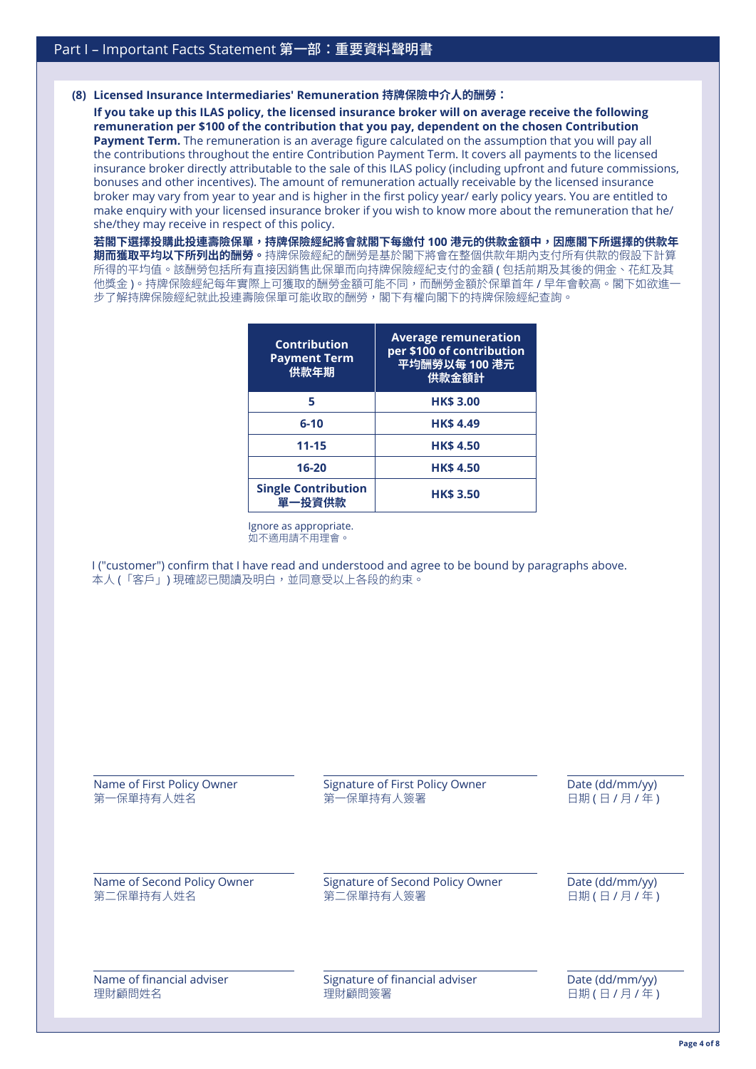## Part I – Important Facts Statement 第一部：重要資料聲明書

**(8) Licensed Insurance Intermediaries' Remuneration 持牌保險中介人的酬勞：**

**If you take up this ILAS policy, the licensed insurance broker will on average receive the following remuneration per $100 of the contribution that you pay, dependent on the chosen Contribution Payment Term.** The remuneration is an average figure calculated on the assumption that you will pay all the contributions throughout the entire Contribution Payment Term. It covers all payments to the licensed insurance broker directly attributable to the sale of this ILAS policy (including upfront and future commissions, bonuses and other incentives). The amount of remuneration actually receivable by the licensed insurance broker may vary from year to year and is higher in the first policy year/ early policy years. You are entitled to make enquiry with your licensed insurance broker if you wish to know more about the remuneration that he/ she/they may receive in respect of this policy.

**若閣下選擇投購此投連壽險保單，持牌保險經紀將會就閣下每繳付 100 港元的供款金額中，因應閣下所選擇的供款年期而獲取平均以下所列出的酬勞。**持牌保險經紀的酬勞是基於閣下將會在整個供款年期內支付所有供款的假設下計算所得的平均值。該酬勞包括所有直接因銷售此保單而向持牌保險經紀支付的金額 ( 包括前期及其後的佣金、花紅及其他獎金 )。持牌保險經紀每年實際上可獲取的酬勞金額可能不同，而酬勞金額於保單首年 / 早年會較高。閣下如欲進一步了解持牌保險經紀就此投連壽險保單可能收取的酬勞，閣下有權向閣下的持牌保險經紀查詢。

| Contribution Payment Term 供款年期 | Average remuneration per $100 of contribution 平均酬勞以每 100 港元供款金額計 |
|---|---|
| 5 | HK$ 3.00 |
| 6-10 | HK$ 4.49 |
| 11-15 | HK$ 4.50 |
| 16-20 | HK$ 4.50 |
| Single Contribution 單一投資供款 | HK$ 3.50 |

Ignore as appropriate.
如不適用請不用理會。

I ("customer") confirm that I have read and understood and agree to be bound by paragraphs above.
本人 (「客戶」) 現確認已閱讀及明白，並同意受以上各段的約束。

| Name of First Policy Owner 第一保單持有人姓名 | Signature of First Policy Owner 第一保單持有人簽署 | Date (dd/mm/yy) 日期 ( 日 / 月 / 年 ) |
|---|---|---|
| Name of Second Policy Owner 第二保單持有人姓名 | Signature of Second Policy Owner 第二保單持有人簽署 | Date (dd/mm/yy) 日期 ( 日 / 月 / 年 ) |
| Name of financial adviser 理財顧問姓名 | Signature of financial adviser 理財顧問簽署 | Date (dd/mm/yy) 日期 ( 日 / 月 / 年 ) |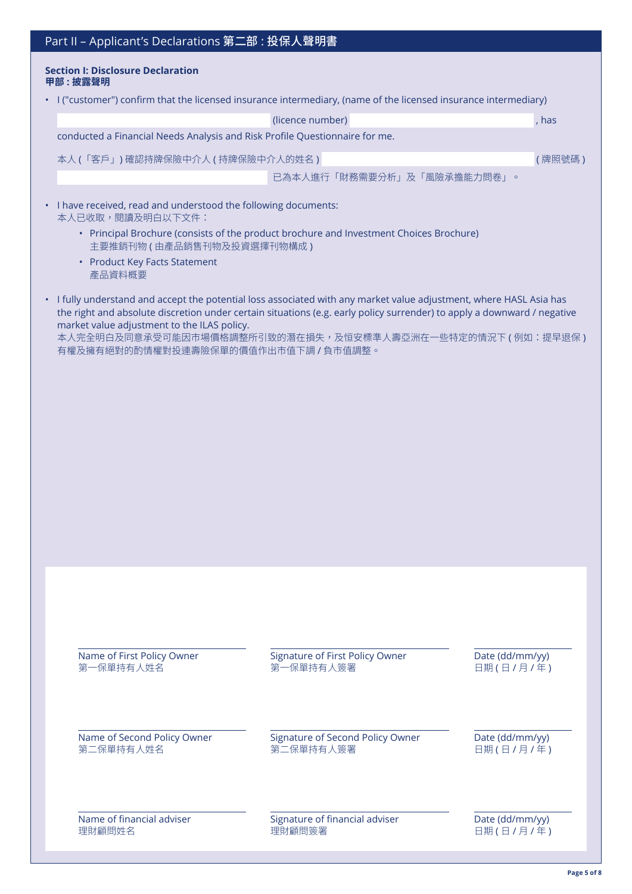## Part II – Applicant's Declarations 第二部：投保人聲明書

### Section I: Disclosure Declaration
### 甲部：披露聲明

- I ("customer") confirm that the licensed insurance intermediary, (name of the licensed insurance intermediary) \_\_\_\_\_\_\_\_\_\_\_\_\_\_\_\_ (licence number) \_\_\_\_\_\_\_\_\_\_\_\_\_\_\_\_, has conducted a Financial Needs Analysis and Risk Profile Questionnaire for me.

  本人（「客戶」）確認持牌保險中介人（持牌保險中介人的姓名）\_\_\_\_\_\_\_\_\_\_\_\_\_\_\_\_（牌照號碼）\_\_\_\_\_\_\_\_\_\_\_\_\_\_\_\_ 已為本人進行「財務需要分析」及「風險承擔能力問卷」。

- I have received, read and understood the following documents:
  本人已收取，閱讀及明白以下文件：
  - Principal Brochure (consists of the product brochure and Investment Choices Brochure)
    主要推銷刊物（由產品銷售刊物及投資選擇刊物構成）
  - Product Key Facts Statement
    產品資料概要

- I fully understand and accept the potential loss associated with any market value adjustment, where HASL Asia has the right and absolute discretion under certain situations (e.g. early policy surrender) to apply a downward / negative market value adjustment to the ILAS policy.
  本人完全明白及同意承受可能因市場價格調整所引致的潛在損失，及恒安標準人壽亞洲在一些特定的情況下（例如：提早退保）有權及擁有絕對的酌情權對投連壽險保單的價值作出市值下調 / 負市值調整。

| Name of First Policy Owner 第一保單持有人姓名 | Signature of First Policy Owner 第一保單持有人簽署 | Date (dd/mm/yy) 日期（日 / 月 / 年） |
|---|---|---|
| Name of Second Policy Owner 第二保單持有人姓名 | Signature of Second Policy Owner 第二保單持有人簽署 | Date (dd/mm/yy) 日期（日 / 月 / 年） |
| Name of financial adviser 理財顧問姓名 | Signature of financial adviser 理財顧問簽署 | Date (dd/mm/yy) 日期（日 / 月 / 年） |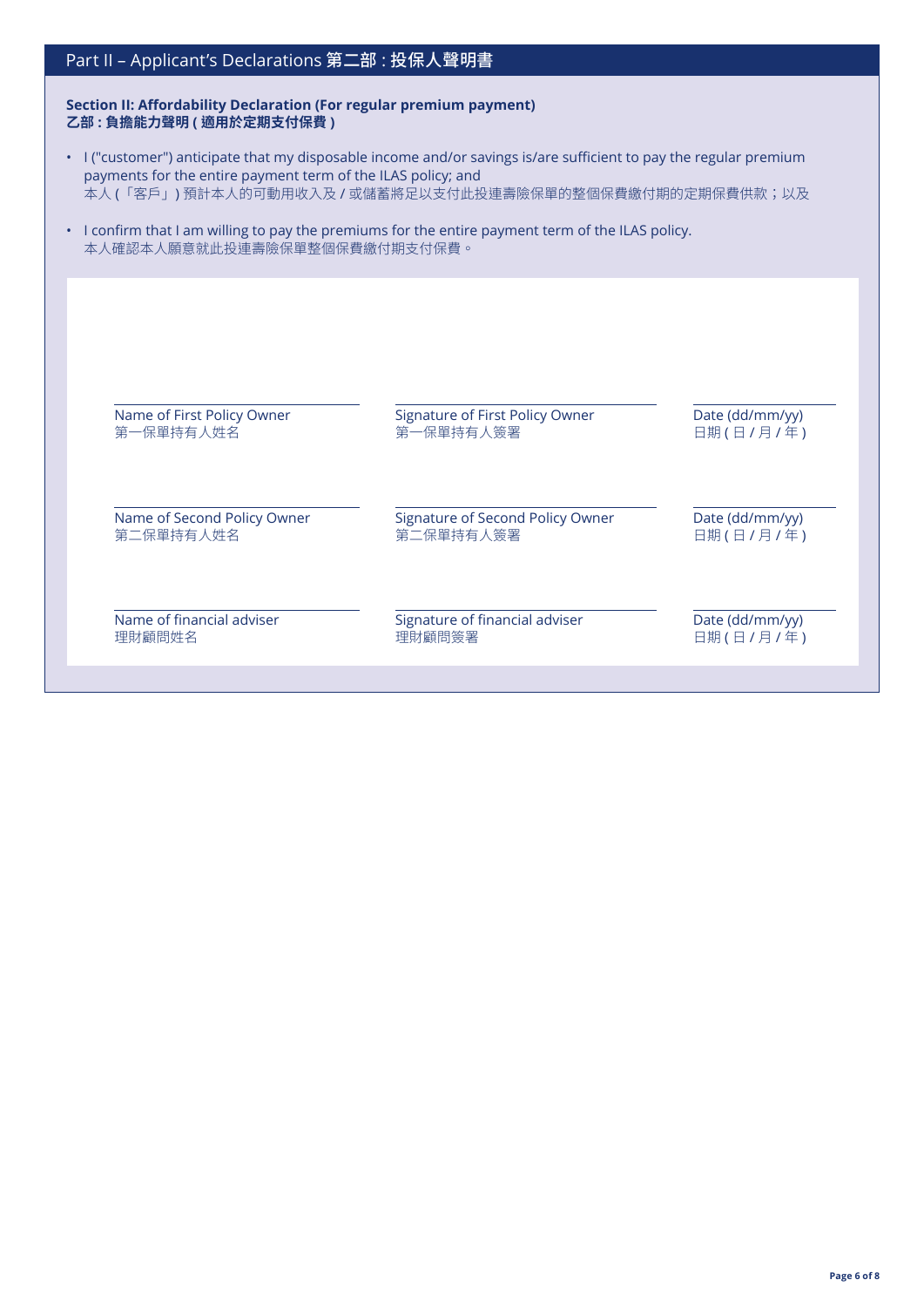## Part II – Applicant's Declarations 第二部：投保人聲明書

### Section II: Affordability Declaration (For regular premium payment)
### 乙部：負擔能力聲明（適用於定期支付保費）

- I ("customer") anticipate that my disposable income and/or savings is/are sufficient to pay the regular premium payments for the entire payment term of the ILAS policy; and
  本人（「客戶」）預計本人的可動用收入及 / 或儲蓄將足以支付此投連壽險保單的整個保費繳付期的定期保費供款；以及
- I confirm that I am willing to pay the premiums for the entire payment term of the ILAS policy.
  本人確認本人願意就此投連壽險保單整個保費繳付期支付保費。

| | | |
|---|---|---|
| Name of First Policy Owner<br>第一保單持有人姓名 | Signature of First Policy Owner<br>第一保單持有人簽署 | Date (dd/mm/yy)<br>日期（日 / 月 / 年） |
| Name of Second Policy Owner<br>第二保單持有人姓名 | Signature of Second Policy Owner<br>第二保單持有人簽署 | Date (dd/mm/yy)<br>日期（日 / 月 / 年） |
| Name of financial adviser<br>理財顧問姓名 | Signature of financial adviser<br>理財顧問簽署 | Date (dd/mm/yy)<br>日期（日 / 月 / 年） |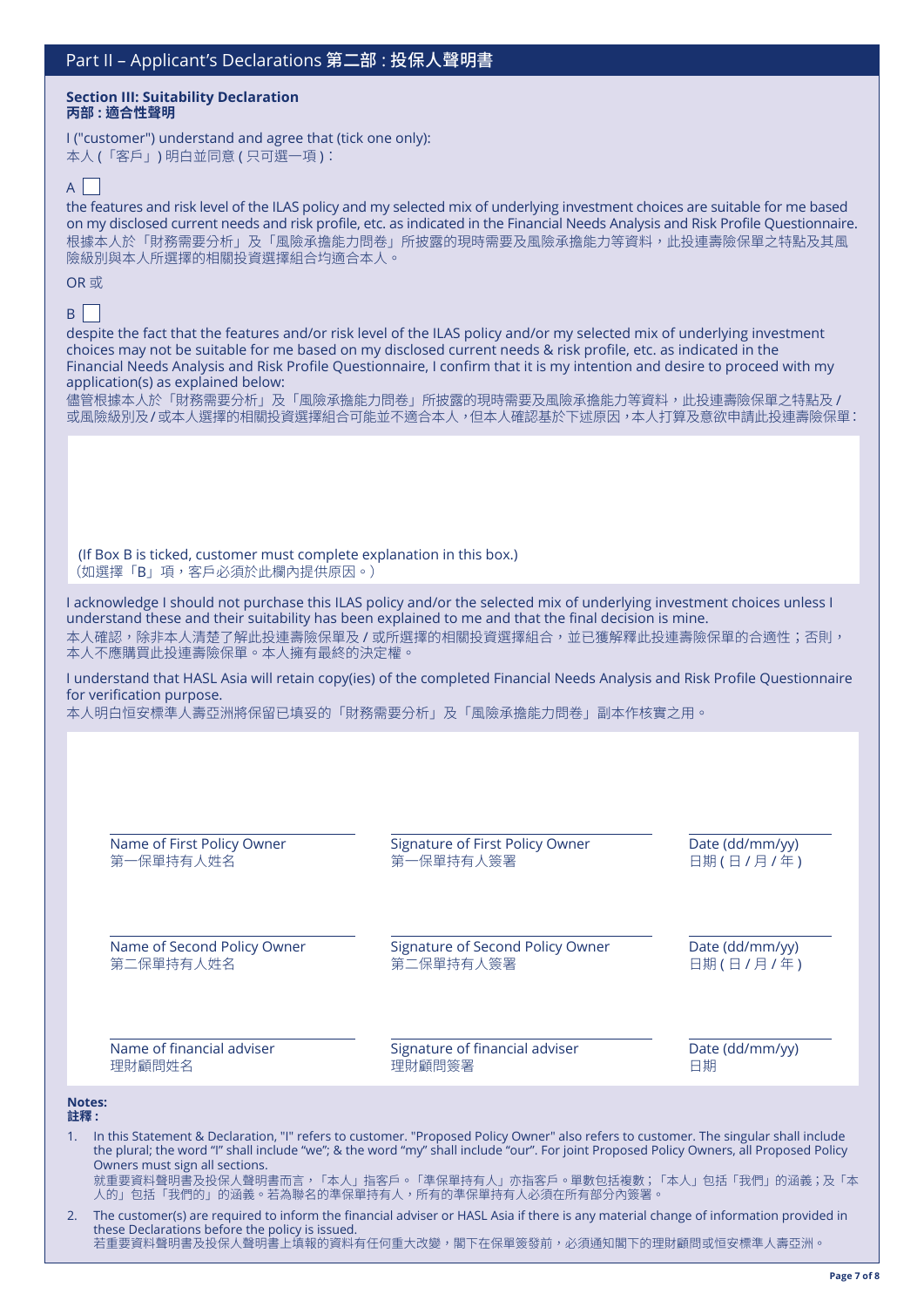## Part II – Applicant's Declarations 第二部 : 投保人聲明書

### Section III: Suitability Declaration
### 丙部 : 適合性聲明

I ("customer") understand and agree that (tick one only):
本人 (「客戶」) 明白並同意 ( 只可選一項 ) :

A ☐

the features and risk level of the ILAS policy and my selected mix of underlying investment choices are suitable for me based on my disclosed current needs and risk profile, etc. as indicated in the Financial Needs Analysis and Risk Profile Questionnaire.
根據本人於「財務需要分析」及「風險承擔能力問卷」所披露的現時需要及風險承擔能力等資料，此投連壽險保單之特點及其風險級別與本人所選擇的相關投資選擇組合均適合本人。

OR 或

B ☐

despite the fact that the features and/or risk level of the ILAS policy and/or my selected mix of underlying investment choices may not be suitable for me based on my disclosed current needs & risk profile, etc. as indicated in the Financial Needs Analysis and Risk Profile Questionnaire, I confirm that it is my intention and desire to proceed with my application(s) as explained below:
儘管根據本人於「財務需要分析」及「風險承擔能力問卷」所披露的現時需要及風險承擔能力等資料，此投連壽險保單之特點及 / 或風險級別及 / 或本人選擇的相關投資選擇組合可能並不適合本人，但本人確認基於下述原因，本人打算及意欲申請此投連壽險保單：

(If Box B is ticked, customer must complete explanation in this box.)
（如選擇「B」項，客戶必須於此欄內提供原因。）

I acknowledge I should not purchase this ILAS policy and/or the selected mix of underlying investment choices unless I understand these and their suitability has been explained to me and that the final decision is mine.
本人確認，除非本人清楚了解此投連壽險保單及 / 或所選擇的相關投資選擇組合，並已獲解釋此投連壽險保單的合適性；否則，本人不應購買此投連壽險保單。本人擁有最終的決定權。

I understand that HASL Asia will retain copy(ies) of the completed Financial Needs Analysis and Risk Profile Questionnaire for verification purpose.
本人明白恒安標準人壽亞洲將保留已填妥的「財務需要分析」及「風險承擔能力問卷」副本作核實之用。

| | | |
|---|---|---|
| Name of First Policy Owner 第一保單持有人姓名 | Signature of First Policy Owner 第一保單持有人簽署 | Date (dd/mm/yy) 日期 ( 日 / 月 / 年 ) |
| Name of Second Policy Owner 第二保單持有人姓名 | Signature of Second Policy Owner 第二保單持有人簽署 | Date (dd/mm/yy) 日期 ( 日 / 月 / 年 ) |
| Name of financial adviser 理財顧問姓名 | Signature of financial adviser 理財顧問簽署 | Date (dd/mm/yy) 日期 |

**Notes:**
**註釋 :**

1. In this Statement & Declaration, "I" refers to customer. "Proposed Policy Owner" also refers to customer. The singular shall include the plural; the word "I" shall include "we"; & the word "my" shall include "our". For joint Proposed Policy Owners, all Proposed Policy Owners must sign all sections.
就重要資料聲明書及投保人聲明書而言，「本人」指客戶。「準保單持有人」亦指客戶。單數包括複數；「本人」包括「我們」的涵義；及「本人的」包括「我們的」的涵義。若為聯名的準保單持有人，所有的準保單持有人必須在所有部分內簽署。
2. The customer(s) are required to inform the financial adviser or HASL Asia if there is any material change of information provided in these Declarations before the policy is issued.
若重要資料聲明書及投保人聲明書上填報的資料有任何重大改變，閣下在保單簽發前，必須通知閣下的理財顧問或恒安標準人壽亞洲。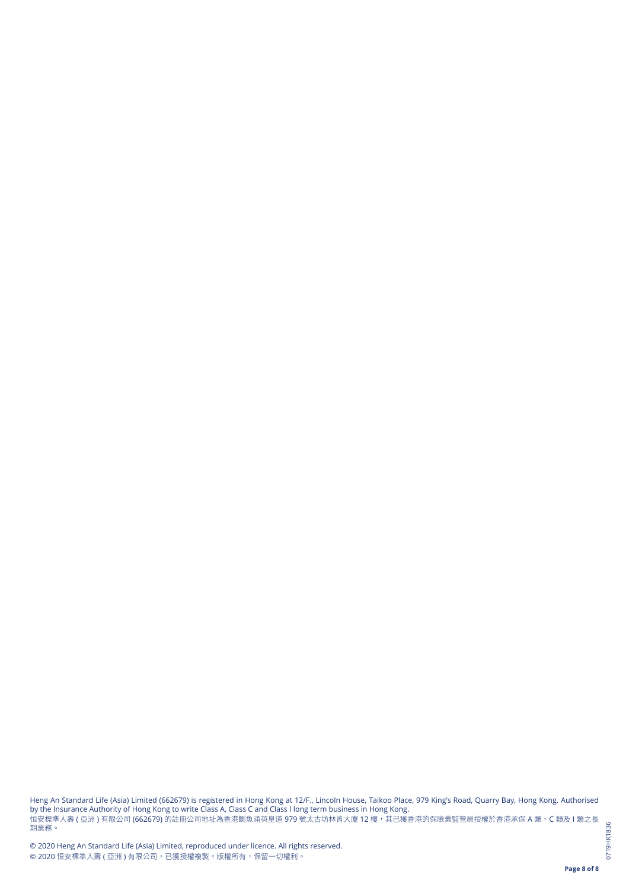Heng An Standard Life (Asia) Limited (662679) is registered in Hong Kong at 12/F., Lincoln House, Taikoo Place, 979 King's Road, Quarry Bay, Hong Kong. Authorised by the Insurance Authority of Hong Kong to write Class A, Class C and Class I long term business in Hong Kong.
恒安標準人壽 ( 亞洲 ) 有限公司 (662679) 的註冊公司地址為香港鰂魚涌英皇道 979 號太古坊林肯大廈 12 樓，其已獲香港的保險業監管局授權於香港承保 A 類、C 類及 I 類之長期業務。

© 2020 Heng An Standard Life (Asia) Limited, reproduced under licence. All rights reserved.
© 2020 恒安標準人壽 ( 亞洲 ) 有限公司，已獲授權複製。版權所有，保留一切權利。

0719HK1836